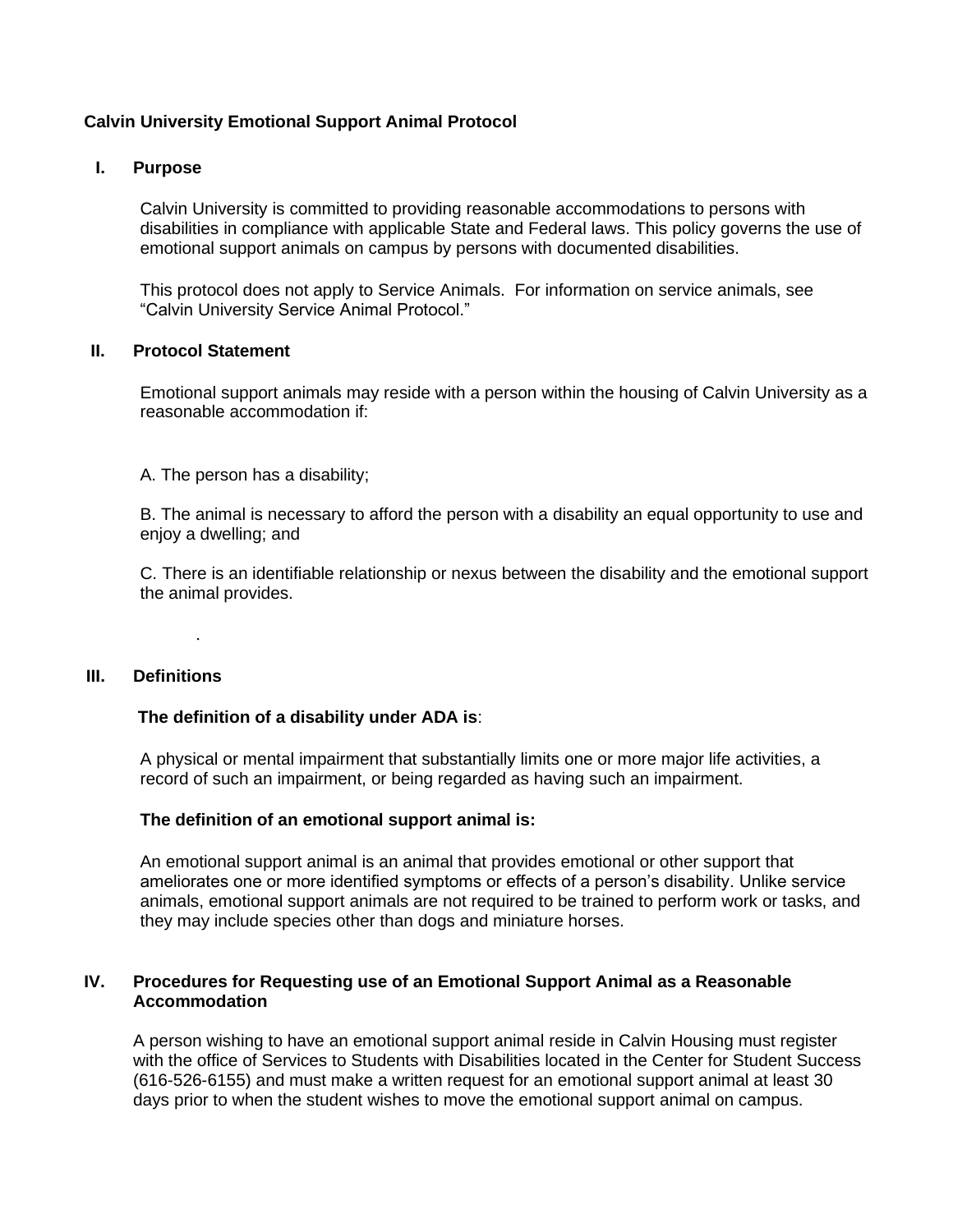# Calvin University Emotional Support Animal Protocol

## I. Purpose

Calvin University is committed to providing reasonable accommodations to persons with disabilities in compliance with applicable State and Federal laws. This policy governs the use of emotional support animals on campus by persons with documented disabilities.

This protocol does not apply to Service Animals. For information on service animals, see "Calvin University Service Animal Protocol."

## II. Protocol Statement

Emotional support animals may reside with a person within the housing of Calvin University as a reasonable accommodation if:

A. The person has a disability;

B. The animal is necessary to afford the person with a disability an equal opportunity to use and enjoy a dwelling; and

C. There is an identifiable relationship or nexus between the disability and the emotional support the animal provides.

## III. Definitions

**The definition of a disability under ADA is**:

A physical or mental impairment that substantially limits one or more major life activities, a record of such an impairment, or being regarded as having such an impairment.

**The definition of an emotional support animal is:**

An emotional support animal is an animal that provides emotional or other support that ameliorates one or more identified symptoms or effects of a person's disability. Unlike service animals, emotional support animals are not required to be trained to perform work or tasks, and they may include species other than dogs and miniature horses.

## IV. Procedures for Requesting use of an Emotional Support Animal as a Reasonable Accommodation

A person wishing to have an emotional support animal reside in Calvin Housing must register with the office of Services to Students with Disabilities located in the Center for Student Success (616-526-6155) and must make a written request for an emotional support animal at least 30 days prior to when the student wishes to move the emotional support animal on campus.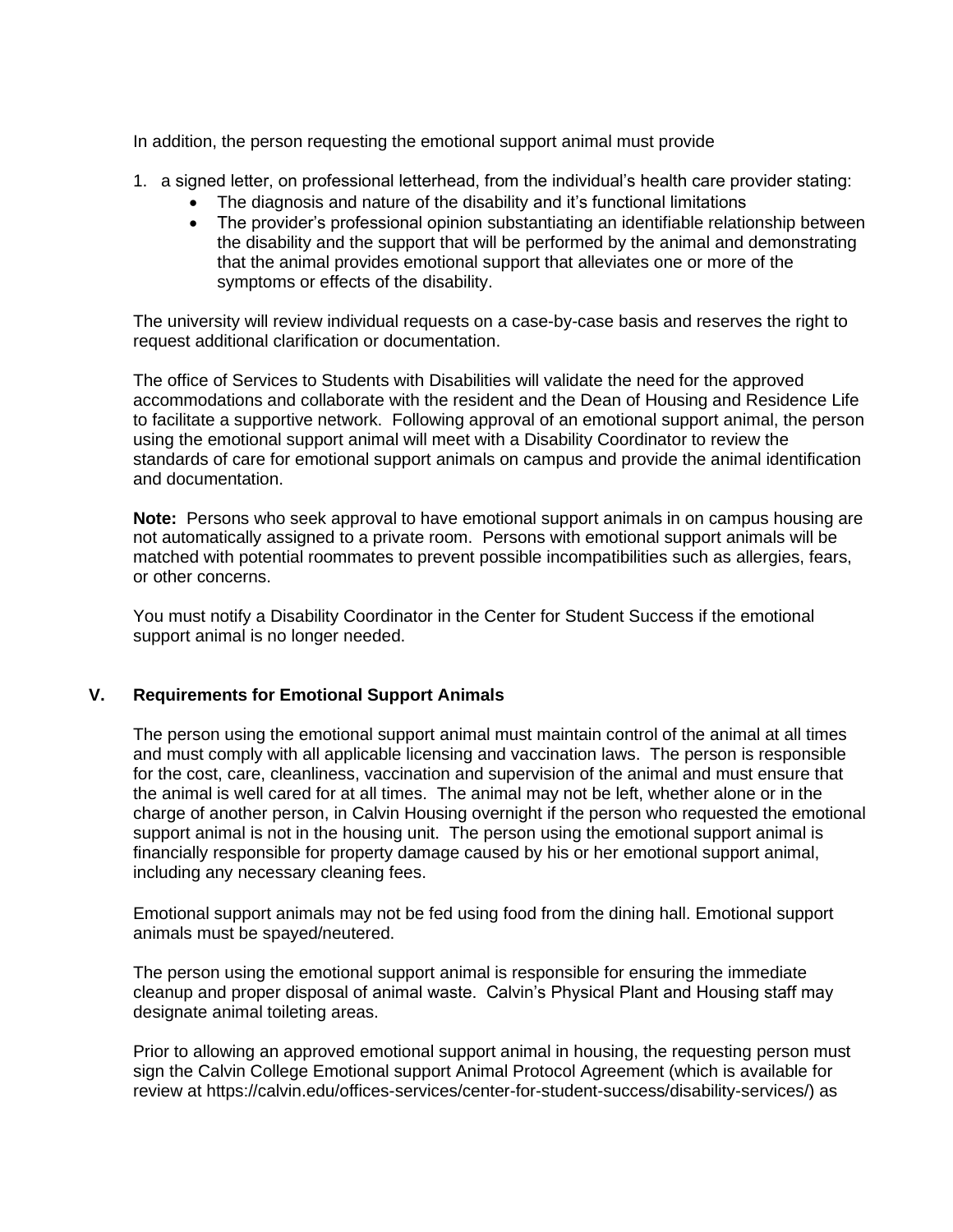In addition, the person requesting the emotional support animal must provide

1. a signed letter, on professional letterhead, from the individual's health care provider stating:
    - The diagnosis and nature of the disability and it's functional limitations
    - The provider's professional opinion substantiating an identifiable relationship between the disability and the support that will be performed by the animal and demonstrating that the animal provides emotional support that alleviates one or more of the symptoms or effects of the disability.

The university will review individual requests on a case-by-case basis and reserves the right to request additional clarification or documentation.

The office of Services to Students with Disabilities will validate the need for the approved accommodations and collaborate with the resident and the Dean of Housing and Residence Life to facilitate a supportive network. Following approval of an emotional support animal, the person using the emotional support animal will meet with a Disability Coordinator to review the standards of care for emotional support animals on campus and provide the animal identification and documentation.

**Note:** Persons who seek approval to have emotional support animals in on campus housing are not automatically assigned to a private room. Persons with emotional support animals will be matched with potential roommates to prevent possible incompatibilities such as allergies, fears, or other concerns.

You must notify a Disability Coordinator in the Center for Student Success if the emotional support animal is no longer needed.

## V. Requirements for Emotional Support Animals

The person using the emotional support animal must maintain control of the animal at all times and must comply with all applicable licensing and vaccination laws. The person is responsible for the cost, care, cleanliness, vaccination and supervision of the animal and must ensure that the animal is well cared for at all times. The animal may not be left, whether alone or in the charge of another person, in Calvin Housing overnight if the person who requested the emotional support animal is not in the housing unit. The person using the emotional support animal is financially responsible for property damage caused by his or her emotional support animal, including any necessary cleaning fees.

Emotional support animals may not be fed using food from the dining hall. Emotional support animals must be spayed/neutered.

The person using the emotional support animal is responsible for ensuring the immediate cleanup and proper disposal of animal waste. Calvin's Physical Plant and Housing staff may designate animal toileting areas.

Prior to allowing an approved emotional support animal in housing, the requesting person must sign the Calvin College Emotional support Animal Protocol Agreement (which is available for review at https://calvin.edu/offices-services/center-for-student-success/disability-services/) as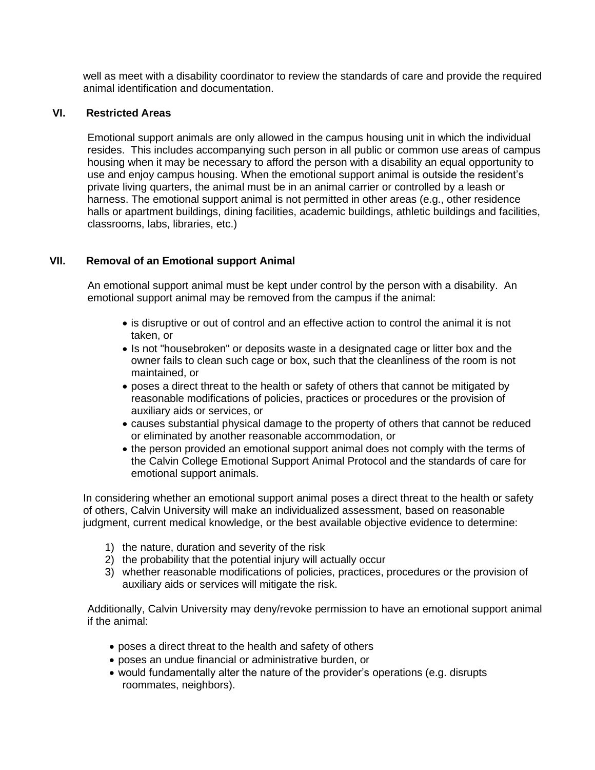well as meet with a disability coordinator to review the standards of care and provide the required animal identification and documentation.

## VI. Restricted Areas

Emotional support animals are only allowed in the campus housing unit in which the individual resides. This includes accompanying such person in all public or common use areas of campus housing when it may be necessary to afford the person with a disability an equal opportunity to use and enjoy campus housing. When the emotional support animal is outside the resident's private living quarters, the animal must be in an animal carrier or controlled by a leash or harness. The emotional support animal is not permitted in other areas (e.g., other residence halls or apartment buildings, dining facilities, academic buildings, athletic buildings and facilities, classrooms, labs, libraries, etc.)

## VII. Removal of an Emotional support Animal

An emotional support animal must be kept under control by the person with a disability. An emotional support animal may be removed from the campus if the animal:

- is disruptive or out of control and an effective action to control the animal it is not taken, or
- Is not "housebroken" or deposits waste in a designated cage or litter box and the owner fails to clean such cage or box, such that the cleanliness of the room is not maintained, or
- poses a direct threat to the health or safety of others that cannot be mitigated by reasonable modifications of policies, practices or procedures or the provision of auxiliary aids or services, or
- causes substantial physical damage to the property of others that cannot be reduced or eliminated by another reasonable accommodation, or
- the person provided an emotional support animal does not comply with the terms of the Calvin College Emotional Support Animal Protocol and the standards of care for emotional support animals.

In considering whether an emotional support animal poses a direct threat to the health or safety of others, Calvin University will make an individualized assessment, based on reasonable judgment, current medical knowledge, or the best available objective evidence to determine:

1) the nature, duration and severity of the risk
2) the probability that the potential injury will actually occur
3) whether reasonable modifications of policies, practices, procedures or the provision of auxiliary aids or services will mitigate the risk.

Additionally, Calvin University may deny/revoke permission to have an emotional support animal if the animal:

- poses a direct threat to the health and safety of others
- poses an undue financial or administrative burden, or
- would fundamentally alter the nature of the provider's operations (e.g. disrupts roommates, neighbors).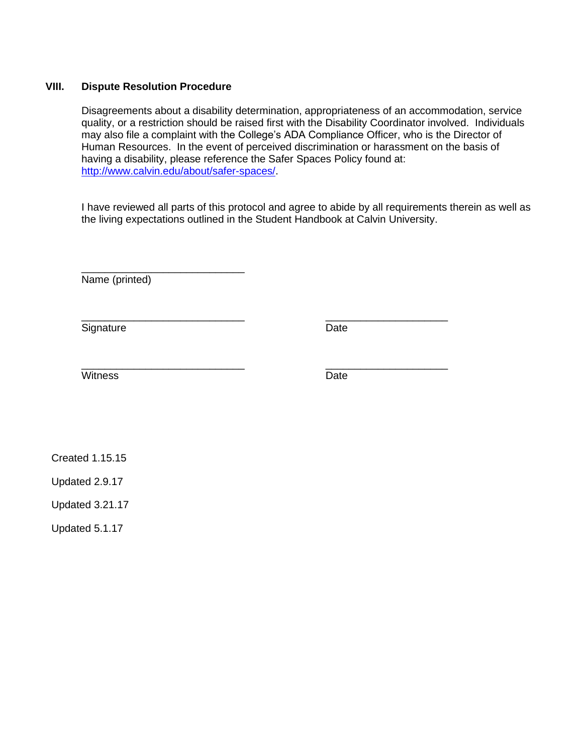## VIII. Dispute Resolution Procedure

Disagreements about a disability determination, appropriateness of an accommodation, service quality, or a restriction should be raised first with the Disability Coordinator involved. Individuals may also file a complaint with the College's ADA Compliance Officer, who is the Director of Human Resources. In the event of perceived discrimination or harassment on the basis of having a disability, please reference the Safer Spaces Policy found at: [http://www.calvin.edu/about/safer-spaces/](http://www.calvin.edu/about/safer-spaces/).

I have reviewed all parts of this protocol and agree to abide by all requirements therein as well as the living expectations outlined in the Student Handbook at Calvin University.

____________________________
Name (printed)

____________________________ ____________________
Signature Date

____________________________ ____________________
Witness Date

Created 1.15.15

Updated 2.9.17

Updated 3.21.17

Updated 5.1.17